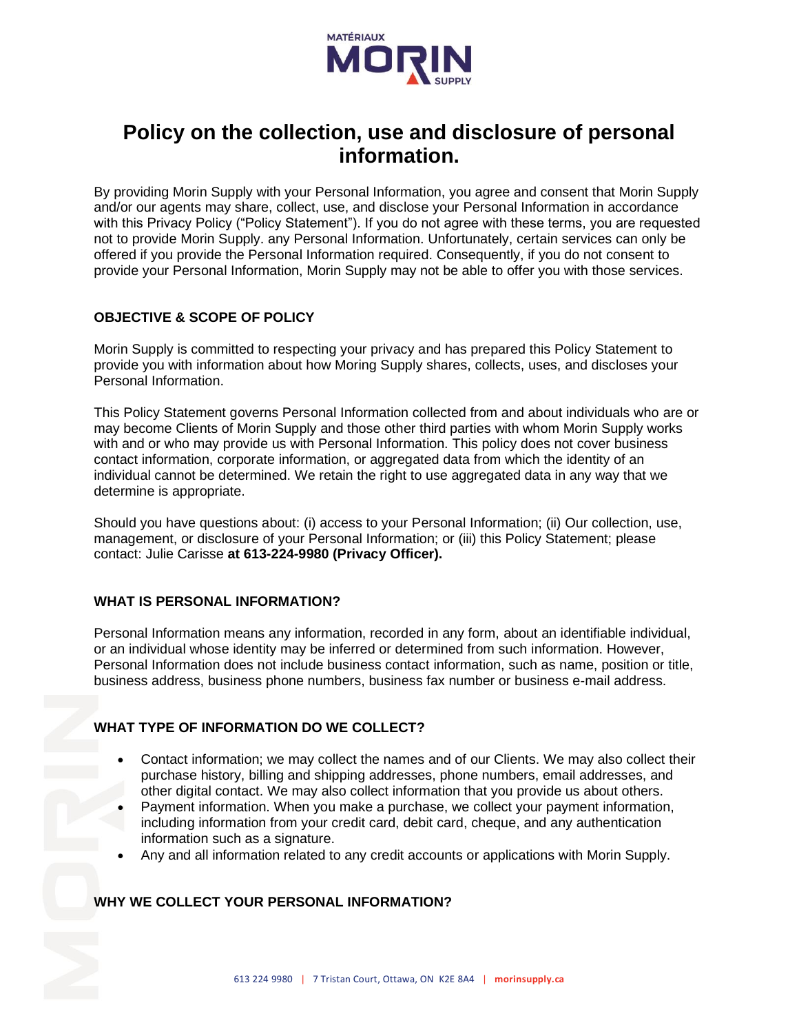# Policy on the collection, use and disclosure of personal information.

By providing Morin Supply with your Personal Information, you agree and consent that Morin Supply and/or our agents may share, collect, use, and disclose your Personal Information in accordance with this Privacy Policy ("Policy Statement"). If you do not agree with these terms, you are requested not to provide Morin Supply. any Personal Information. Unfortunately, certain services can only be offered if you provide the Personal Information required. Consequently, if you do not consent to provide your Personal Information, Morin Supply may not be able to offer you with those services.

## OBJECTIVE & SCOPE OF POLICY

Morin Supply is committed to respecting your privacy and has prepared this Policy Statement to provide you with information about how Moring Supply shares, collects, uses, and discloses your Personal Information.

This Policy Statement governs Personal Information collected from and about individuals who are or may become Clients of Morin Supply and those other third parties with whom Morin Supply works with and or who may provide us with Personal Information. This policy does not cover business contact information, corporate information, or aggregated data from which the identity of an individual cannot be determined. We retain the right to use aggregated data in any way that we determine is appropriate.

Should you have questions about: (i) access to your Personal Information; (ii) Our collection, use, management, or disclosure of your Personal Information; or (iii) this Policy Statement; please contact: Julie Carisse **at 613-224-9980 (Privacy Officer).**

## WHAT IS PERSONAL INFORMATION?

Personal Information means any information, recorded in any form, about an identifiable individual, or an individual whose identity may be inferred or determined from such information. However, Personal Information does not include business contact information, such as name, position or title, business address, business phone numbers, business fax number or business e-mail address.

## WHAT TYPE OF INFORMATION DO WE COLLECT?

- Contact information; we may collect the names and of our Clients. We may also collect their purchase history, billing and shipping addresses, phone numbers, email addresses, and other digital contact. We may also collect information that you provide us about others.
- Payment information. When you make a purchase, we collect your payment information, including information from your credit card, debit card, cheque, and any authentication information such as a signature.
- Any and all information related to any credit accounts or applications with Morin Supply.

## WHY WE COLLECT YOUR PERSONAL INFORMATION?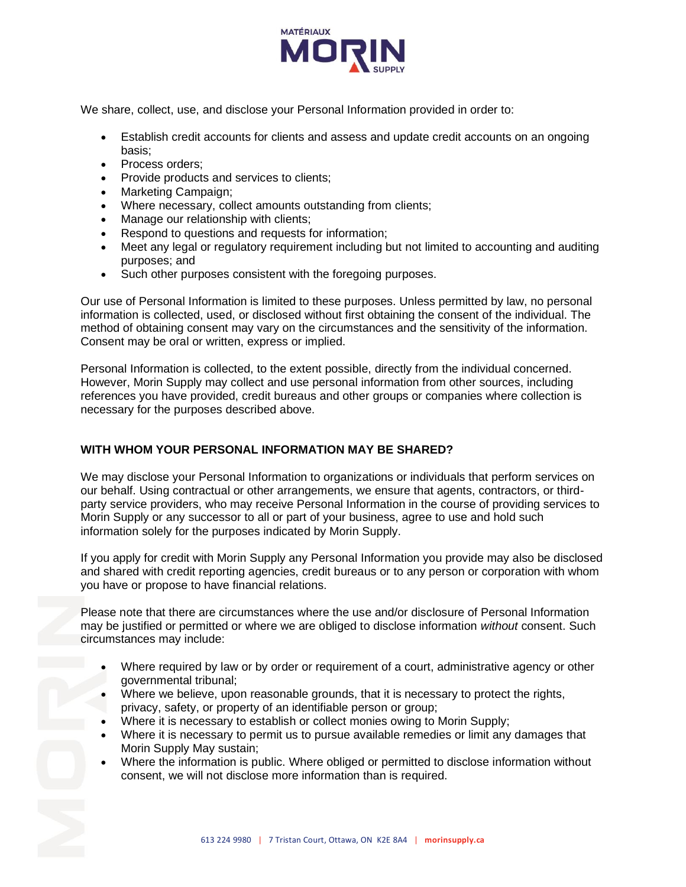We share, collect, use, and disclose your Personal Information provided in order to:

- Establish credit accounts for clients and assess and update credit accounts on an ongoing basis;
- Process orders;
- Provide products and services to clients;
- Marketing Campaign;
- Where necessary, collect amounts outstanding from clients;
- Manage our relationship with clients;
- Respond to questions and requests for information;
- Meet any legal or regulatory requirement including but not limited to accounting and auditing purposes; and
- Such other purposes consistent with the foregoing purposes.

Our use of Personal Information is limited to these purposes. Unless permitted by law, no personal information is collected, used, or disclosed without first obtaining the consent of the individual. The method of obtaining consent may vary on the circumstances and the sensitivity of the information. Consent may be oral or written, express or implied.

Personal Information is collected, to the extent possible, directly from the individual concerned. However, Morin Supply may collect and use personal information from other sources, including references you have provided, credit bureaus and other groups or companies where collection is necessary for the purposes described above.

## WITH WHOM YOUR PERSONAL INFORMATION MAY BE SHARED?

We may disclose your Personal Information to organizations or individuals that perform services on our behalf. Using contractual or other arrangements, we ensure that agents, contractors, or third-party service providers, who may receive Personal Information in the course of providing services to Morin Supply or any successor to all or part of your business, agree to use and hold such information solely for the purposes indicated by Morin Supply.

If you apply for credit with Morin Supply any Personal Information you provide may also be disclosed and shared with credit reporting agencies, credit bureaus or to any person or corporation with whom you have or propose to have financial relations.

Please note that there are circumstances where the use and/or disclosure of Personal Information may be justified or permitted or where we are obliged to disclose information *without* consent. Such circumstances may include:

- Where required by law or by order or requirement of a court, administrative agency or other governmental tribunal;
- Where we believe, upon reasonable grounds, that it is necessary to protect the rights, privacy, safety, or property of an identifiable person or group;
- Where it is necessary to establish or collect monies owing to Morin Supply;
- Where it is necessary to permit us to pursue available remedies or limit any damages that Morin Supply May sustain;
- Where the information is public. Where obliged or permitted to disclose information without consent, we will not disclose more information than is required.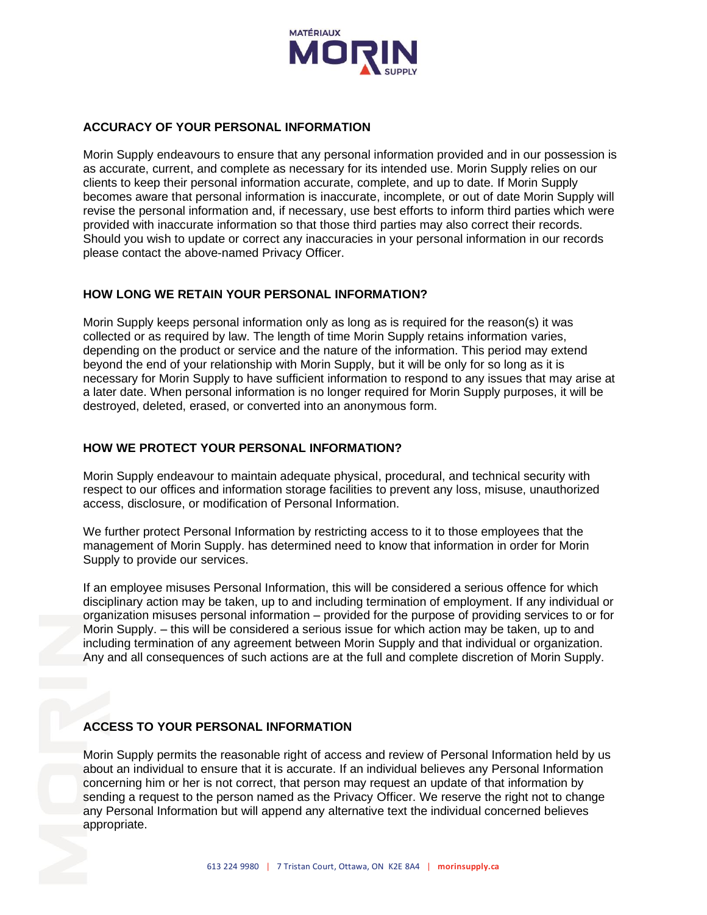## ACCURACY OF YOUR PERSONAL INFORMATION

Morin Supply endeavours to ensure that any personal information provided and in our possession is as accurate, current, and complete as necessary for its intended use. Morin Supply relies on our clients to keep their personal information accurate, complete, and up to date. If Morin Supply becomes aware that personal information is inaccurate, incomplete, or out of date Morin Supply will revise the personal information and, if necessary, use best efforts to inform third parties which were provided with inaccurate information so that those third parties may also correct their records. Should you wish to update or correct any inaccuracies in your personal information in our records please contact the above-named Privacy Officer.

## HOW LONG WE RETAIN YOUR PERSONAL INFORMATION?

Morin Supply keeps personal information only as long as is required for the reason(s) it was collected or as required by law. The length of time Morin Supply retains information varies, depending on the product or service and the nature of the information. This period may extend beyond the end of your relationship with Morin Supply, but it will be only for so long as it is necessary for Morin Supply to have sufficient information to respond to any issues that may arise at a later date. When personal information is no longer required for Morin Supply purposes, it will be destroyed, deleted, erased, or converted into an anonymous form.

## HOW WE PROTECT YOUR PERSONAL INFORMATION?

Morin Supply endeavour to maintain adequate physical, procedural, and technical security with respect to our offices and information storage facilities to prevent any loss, misuse, unauthorized access, disclosure, or modification of Personal Information.

We further protect Personal Information by restricting access to it to those employees that the management of Morin Supply. has determined need to know that information in order for Morin Supply to provide our services.

If an employee misuses Personal Information, this will be considered a serious offence for which disciplinary action may be taken, up to and including termination of employment. If any individual or organization misuses personal information – provided for the purpose of providing services to or for Morin Supply. – this will be considered a serious issue for which action may be taken, up to and including termination of any agreement between Morin Supply and that individual or organization. Any and all consequences of such actions are at the full and complete discretion of Morin Supply.

## ACCESS TO YOUR PERSONAL INFORMATION

Morin Supply permits the reasonable right of access and review of Personal Information held by us about an individual to ensure that it is accurate. If an individual believes any Personal Information concerning him or her is not correct, that person may request an update of that information by sending a request to the person named as the Privacy Officer. We reserve the right not to change any Personal Information but will append any alternative text the individual concerned believes appropriate.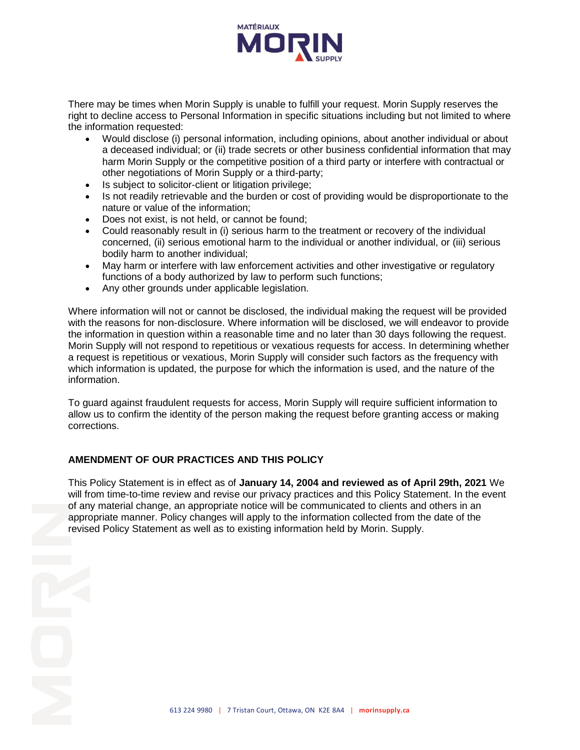There may be times when Morin Supply is unable to fulfill your request. Morin Supply reserves the right to decline access to Personal Information in specific situations including but not limited to where the information requested:

- Would disclose (i) personal information, including opinions, about another individual or about a deceased individual; or (ii) trade secrets or other business confidential information that may harm Morin Supply or the competitive position of a third party or interfere with contractual or other negotiations of Morin Supply or a third-party;
- Is subject to solicitor-client or litigation privilege;
- Is not readily retrievable and the burden or cost of providing would be disproportionate to the nature or value of the information;
- Does not exist, is not held, or cannot be found;
- Could reasonably result in (i) serious harm to the treatment or recovery of the individual concerned, (ii) serious emotional harm to the individual or another individual, or (iii) serious bodily harm to another individual;
- May harm or interfere with law enforcement activities and other investigative or regulatory functions of a body authorized by law to perform such functions;
- Any other grounds under applicable legislation.

Where information will not or cannot be disclosed, the individual making the request will be provided with the reasons for non-disclosure. Where information will be disclosed, we will endeavor to provide the information in question within a reasonable time and no later than 30 days following the request. Morin Supply will not respond to repetitious or vexatious requests for access. In determining whether a request is repetitious or vexatious, Morin Supply will consider such factors as the frequency with which information is updated, the purpose for which the information is used, and the nature of the information.

To guard against fraudulent requests for access, Morin Supply will require sufficient information to allow us to confirm the identity of the person making the request before granting access or making corrections.

## AMENDMENT OF OUR PRACTICES AND THIS POLICY

This Policy Statement is in effect as of **January 14, 2004 and reviewed as of April 29th, 2021** We will from time-to-time review and revise our privacy practices and this Policy Statement. In the event of any material change, an appropriate notice will be communicated to clients and others in an appropriate manner. Policy changes will apply to the information collected from the date of the revised Policy Statement as well as to existing information held by Morin. Supply.